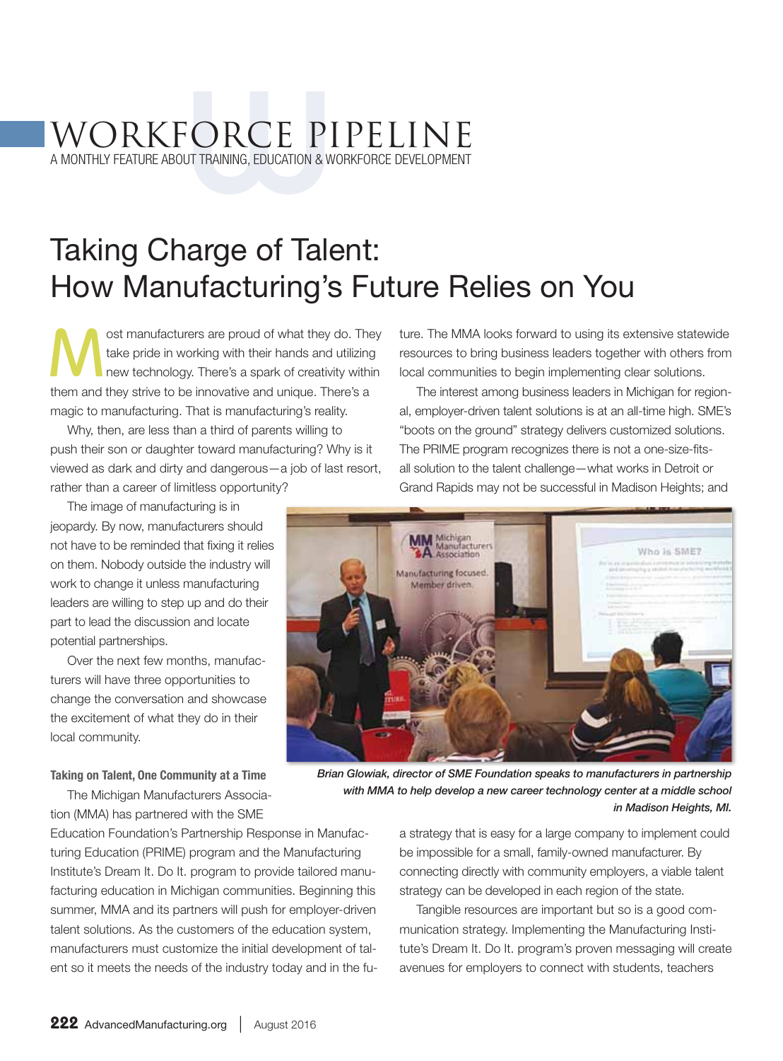# WORKFORCE PIPELINE

A MONTHLY FEATURE ABOUT TRAINING, EDUCATION & WORKFORCE DEVELOPMENT

## Taking Charge of Talent: How Manufacturing's Future Relies on You

Most manufacturers are proud of what they do. They take pride in working with their hands and utilizing new technology. There's a spark of creativity within them and they strive to be innovative and unique. There's a magic to manufacturing. That is manufacturing's reality.

Why, then, are less than a third of parents willing to push their son or daughter toward manufacturing? Why is it viewed as dark and dirty and dangerous—a job of last resort, rather than a career of limitless opportunity?

The image of manufacturing is in jeopardy. By now, manufacturers should not have to be reminded that fixing it relies on them. Nobody outside the industry will work to change it unless manufacturing leaders are willing to step up and do their part to lead the discussion and locate potential partnerships.

Over the next few months, manufacturers will have three opportunities to change the conversation and showcase the excitement of what they do in their local community.

### Taking on Talent, One Community at a Time

The Michigan Manufacturers Association (MMA) has partnered with the SME Education Foundation's Partnership Response in Manufacturing Education (PRIME) program and the Manufacturing Institute's Dream It. Do It. program to provide tailored manufacturing education in Michigan communities. Beginning this summer, MMA and its partners will push for employer-driven talent solutions. As the customers of the education system, manufacturers must customize the initial development of talent so it meets the needs of the industry today and in the future. The MMA looks forward to using its extensive statewide resources to bring business leaders together with others from local communities to begin implementing clear solutions.

The interest among business leaders in Michigan for regional, employer-driven talent solutions is at an all-time high. SME's "boots on the ground" strategy delivers customized solutions. The PRIME program recognizes there is not a one-size-fits-all solution to the talent challenge—what works in Detroit or Grand Rapids may not be successful in Madison Heights; and a strategy that is easy for a large company to implement could be impossible for a small, family-owned manufacturer. By connecting directly with community employers, a viable talent strategy can be developed in each region of the state.

*Brian Glowiak, director of SME Foundation speaks to manufacturers in partnership with MMA to help develop a new career technology center at a middle school in Madison Heights, MI.*

Tangible resources are important but so is a good communication strategy. Implementing the Manufacturing Institute's Dream It. Do It. program's proven messaging will create avenues for employers to connect with students, teachers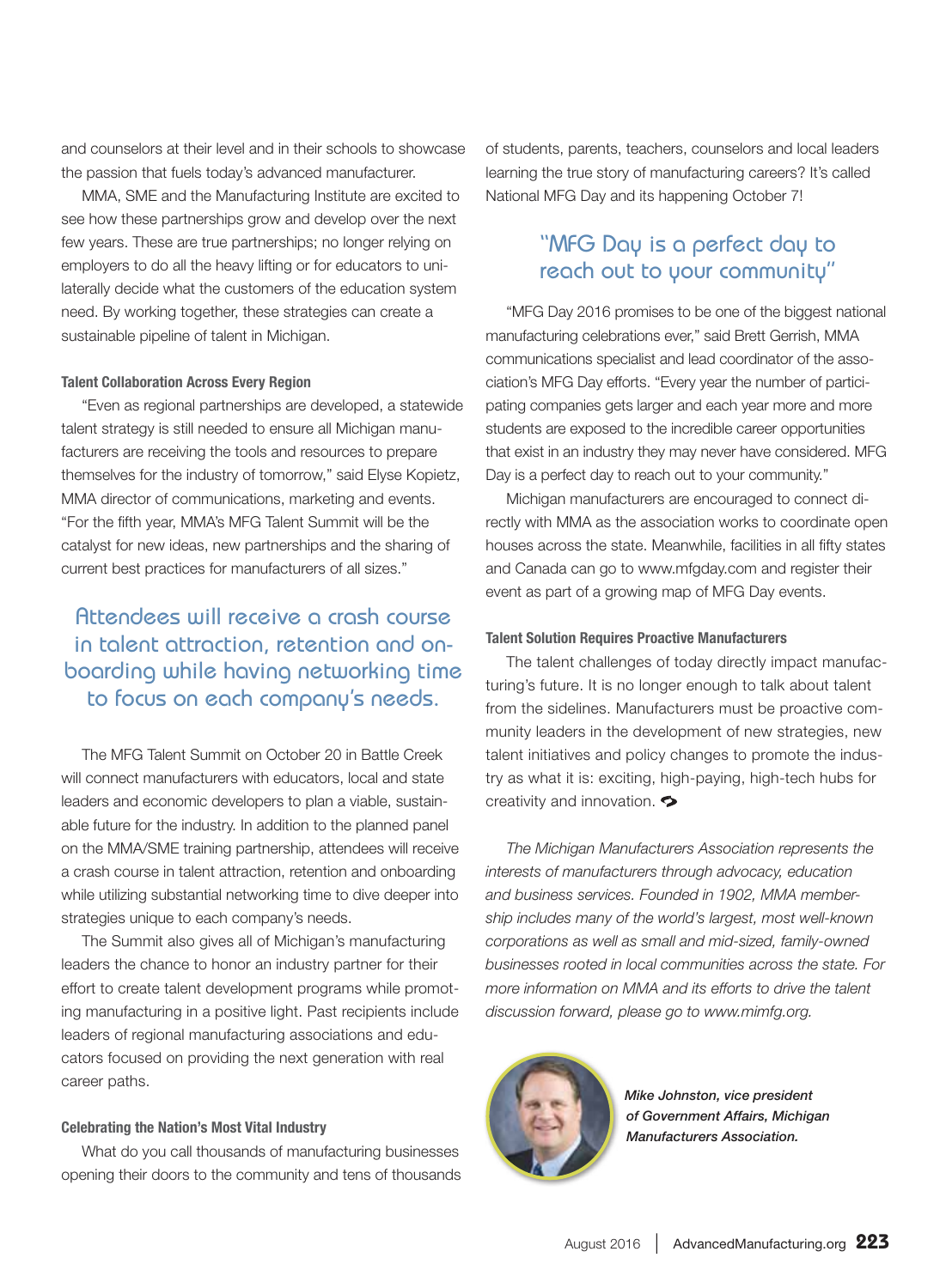and counselors at their level and in their schools to showcase the passion that fuels today's advanced manufacturer.

MMA, SME and the Manufacturing Institute are excited to see how these partnerships grow and develop over the next few years. These are true partnerships; no longer relying on employers to do all the heavy lifting or for educators to unilaterally decide what the customers of the education system need. By working together, these strategies can create a sustainable pipeline of talent in Michigan.

### Talent Collaboration Across Every Region

"Even as regional partnerships are developed, a statewide talent strategy is still needed to ensure all Michigan manufacturers are receiving the tools and resources to prepare themselves for the industry of tomorrow," said Elyse Kopietz, MMA director of communications, marketing and events. "For the fifth year, MMA's MFG Talent Summit will be the catalyst for new ideas, new partnerships and the sharing of current best practices for manufacturers of all sizes."

> Attendees will receive a crash course in talent attraction, retention and onboarding while having networking time to focus on each company's needs.

The MFG Talent Summit on October 20 in Battle Creek will connect manufacturers with educators, local and state leaders and economic developers to plan a viable, sustainable future for the industry. In addition to the planned panel on the MMA/SME training partnership, attendees will receive a crash course in talent attraction, retention and onboarding while utilizing substantial networking time to dive deeper into strategies unique to each company's needs.

The Summit also gives all of Michigan's manufacturing leaders the chance to honor an industry partner for their effort to create talent development programs while promoting manufacturing in a positive light. Past recipients include leaders of regional manufacturing associations and educators focused on providing the next generation with real career paths.

### Celebrating the Nation's Most Vital Industry

What do you call thousands of manufacturing businesses opening their doors to the community and tens of thousands of students, parents, teachers, counselors and local leaders learning the true story of manufacturing careers? It's called National MFG Day and its happening October 7!

> "MFG Day is a perfect day to reach out to your community"

"MFG Day 2016 promises to be one of the biggest national manufacturing celebrations ever," said Brett Gerrish, MMA communications specialist and lead coordinator of the association's MFG Day efforts. "Every year the number of participating companies gets larger and each year more and more students are exposed to the incredible career opportunities that exist in an industry they may never have considered. MFG Day is a perfect day to reach out to your community."

Michigan manufacturers are encouraged to connect directly with MMA as the association works to coordinate open houses across the state. Meanwhile, facilities in all fifty states and Canada can go to www.mfgday.com and register their event as part of a growing map of MFG Day events.

### Talent Solution Requires Proactive Manufacturers

The talent challenges of today directly impact manufacturing's future. It is no longer enough to talk about talent from the sidelines. Manufacturers must be proactive community leaders in the development of new strategies, new talent initiatives and policy changes to promote the industry as what it is: exciting, high-paying, high-tech hubs for creativity and innovation.

*The Michigan Manufacturers Association represents the interests of manufacturers through advocacy, education and business services. Founded in 1902, MMA membership includes many of the world's largest, most well-known corporations as well as small and mid-sized, family-owned businesses rooted in local communities across the state. For more information on MMA and its efforts to drive the talent discussion forward, please go to www.mimfg.org.*

***Mike Johnston, vice president of Government Affairs, Michigan Manufacturers Association.***